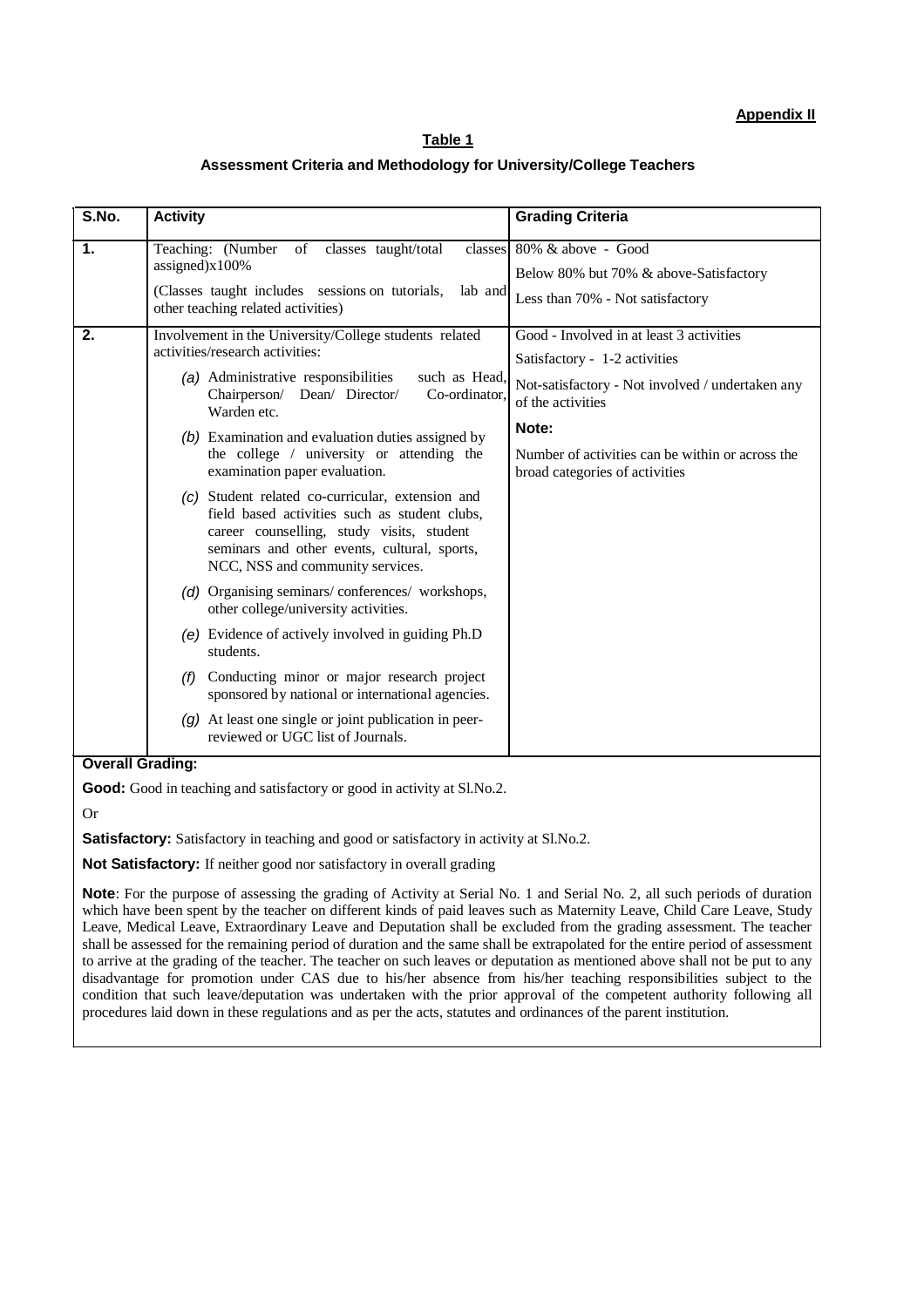**Appendix II**

## Table 1

### Assessment Criteria and Methodology for University/College Teachers

| S.No. | Activity | Grading Criteria |
|---|---|---|
| 1. | Teaching: (Number of classes taught/total classes assigned)x100%<br><br>(Classes taught includes sessions on tutorials, lab and other teaching related activities) | 80% & above - Good<br><br>Below 80% but 70% & above-Satisfactory<br><br>Less than 70% - Not satisfactory |
| 2. | Involvement in the University/College students related activities/research activities:<br><br>*(a)* Administrative responsibilities such as Head, Chairperson/ Dean/ Director/ Co-ordinator, Warden etc.<br><br>*(b)* Examination and evaluation duties assigned by the college / university or attending the examination paper evaluation.<br><br>*(c)* Student related co-curricular, extension and field based activities such as student clubs, career counselling, study visits, student seminars and other events, cultural, sports, NCC, NSS and community services.<br><br>*(d)* Organising seminars/ conferences/ workshops, other college/university activities.<br><br>*(e)* Evidence of actively involved in guiding Ph.D students.<br><br>*(f)* Conducting minor or major research project sponsored by national or international agencies.<br><br>*(g)* At least one single or joint publication in peer-reviewed or UGC list of Journals. | Good - Involved in at least 3 activities<br><br>Satisfactory - 1-2 activities<br><br>Not-satisfactory - Not involved / undertaken any of the activities<br><br>**Note:**<br><br>Number of activities can be within or across the broad categories of activities |

**Overall Grading:**

**Good:** Good in teaching and satisfactory or good in activity at Sl.No.2.

Or

**Satisfactory:** Satisfactory in teaching and good or satisfactory in activity at Sl.No.2.

**Not Satisfactory:** If neither good nor satisfactory in overall grading

**Note**: For the purpose of assessing the grading of Activity at Serial No. 1 and Serial No. 2, all such periods of duration which have been spent by the teacher on different kinds of paid leaves such as Maternity Leave, Child Care Leave, Study Leave, Medical Leave, Extraordinary Leave and Deputation shall be excluded from the grading assessment. The teacher shall be assessed for the remaining period of duration and the same shall be extrapolated for the entire period of assessment to arrive at the grading of the teacher. The teacher on such leaves or deputation as mentioned above shall not be put to any disadvantage for promotion under CAS due to his/her absence from his/her teaching responsibilities subject to the condition that such leave/deputation was undertaken with the prior approval of the competent authority following all procedures laid down in these regulations and as per the acts, statutes and ordinances of the parent institution.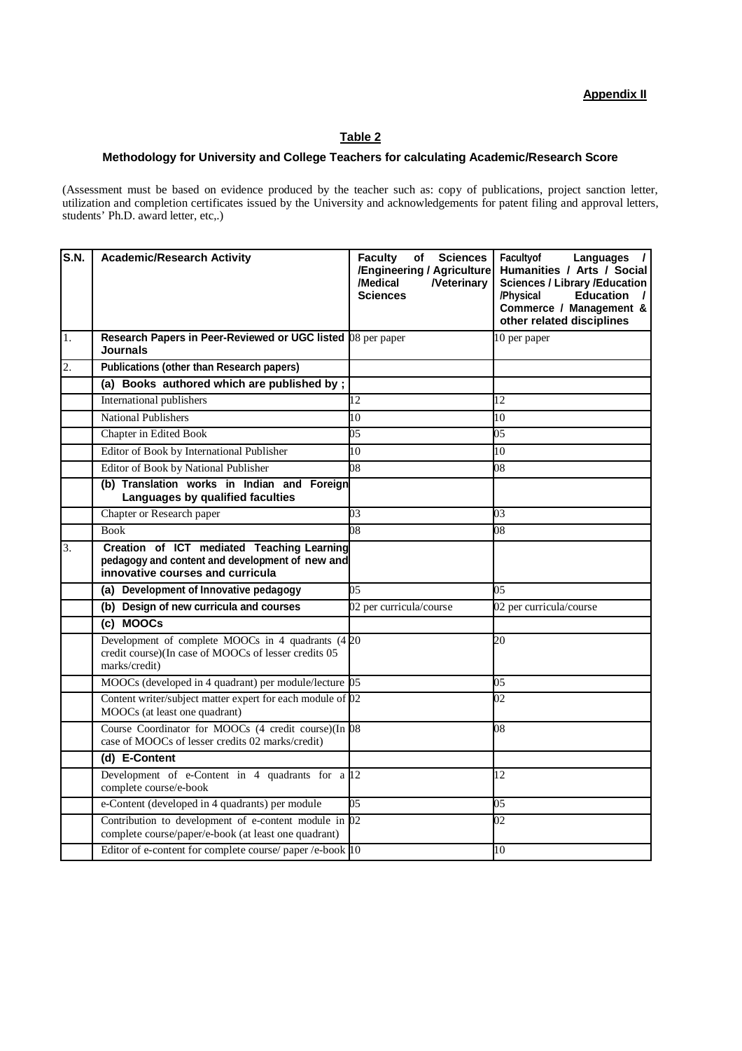**Appendix II**

## Table 2

### Methodology for University and College Teachers for calculating Academic/Research Score

(Assessment must be based on evidence produced by the teacher such as: copy of publications, project sanction letter, utilization and completion certificates issued by the University and acknowledgements for patent filing and approval letters, students' Ph.D. award letter, etc,.)

| S.N. | Academic/Research Activity | Faculty of Sciences /Engineering / Agriculture /Medical /Veterinary Sciences | Facultyof Languages / Humanities / Arts / Social Sciences / Library /Education /Physical Education / Commerce / Management & other related disciplines |
|---|---|---|---|
| 1. | **Research Papers in Peer-Reviewed or UGC listed Journals** | 08 per paper | 10 per paper |
| 2. | **Publications (other than Research papers)** | | |
| | **(a) Books authored which are published by ;** | | |
| | International publishers | 12 | 12 |
| | National Publishers | 10 | 10 |
| | Chapter in Edited Book | 05 | 05 |
| | Editor of Book by International Publisher | 10 | 10 |
| | Editor of Book by National Publisher | 08 | 08 |
| | **(b) Translation works in Indian and Foreign Languages by qualified faculties** | | |
| | Chapter or Research paper | 03 | 03 |
| | Book | 08 | 08 |
| 3. | **Creation of ICT mediated Teaching Learning pedagogy and content and development of new and innovative courses and curricula** | | |
| | **(a) Development of Innovative pedagogy** | 05 | 05 |
| | **(b) Design of new curricula and courses** | 02 per curricula/course | 02 per curricula/course |
| | **(c) MOOCs** | | |
| | Development of complete MOOCs in 4 quadrants (4 credit course)(In case of MOOCs of lesser credits 05 marks/credit) | 20 | 20 |
| | MOOCs (developed in 4 quadrant) per module/lecture | 05 | 05 |
| | Content writer/subject matter expert for each module of MOOCs (at least one quadrant) | 02 | 02 |
| | Course Coordinator for MOOCs (4 credit course)(In case of MOOCs of lesser credits 02 marks/credit) | 08 | 08 |
| | **(d) E-Content** | | |
| | Development of e-Content in 4 quadrants for a complete course/e-book | 12 | 12 |
| | e-Content (developed in 4 quadrants) per module | 05 | 05 |
| | Contribution to development of e-content module in complete course/paper/e-book (at least one quadrant) | 02 | 02 |
| | Editor of e-content for complete course/ paper /e-book | 10 | 10 |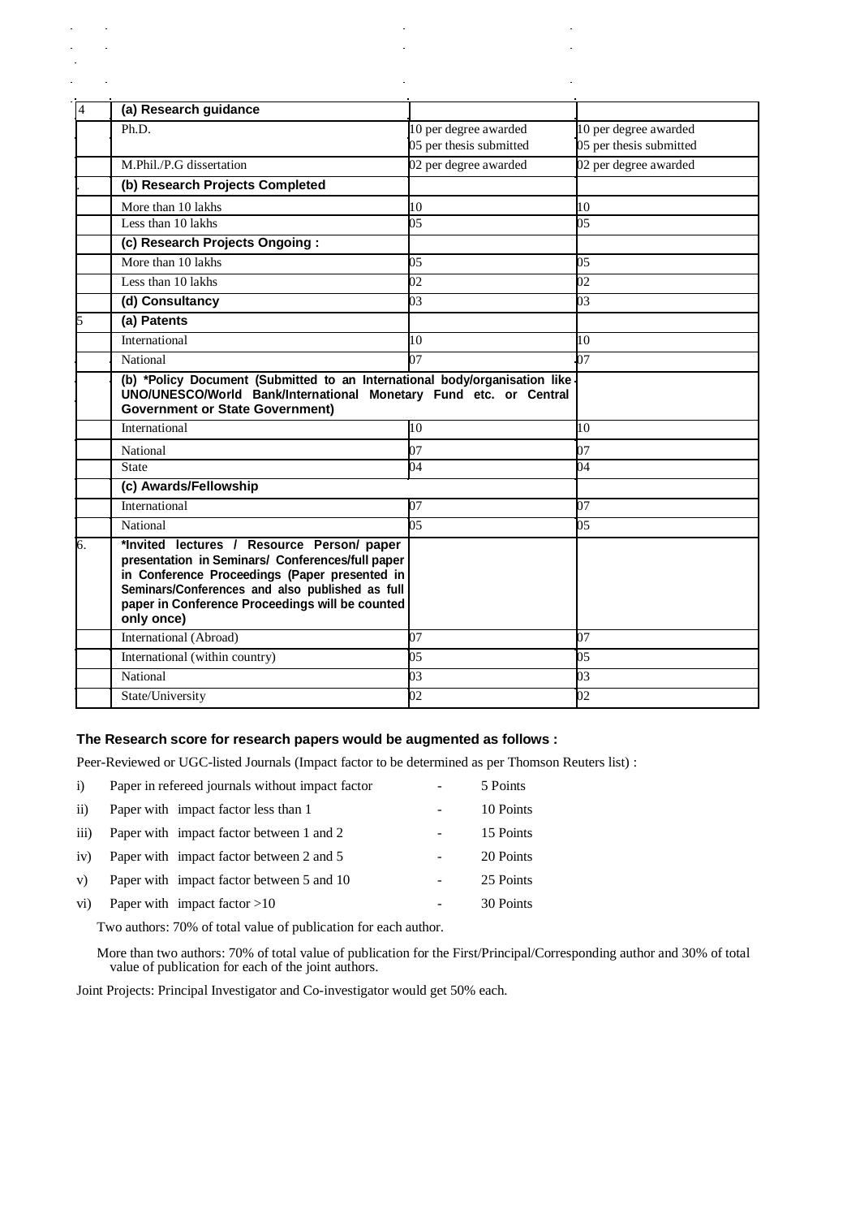| 4 | (a) Research guidance | | |
|---|---|---|---|
| | Ph.D. | 10 per degree awarded<br>05 per thesis submitted | 10 per degree awarded<br>05 per thesis submitted |
| | M.Phil./P.G dissertation | 02 per degree awarded | 02 per degree awarded |
| | **(b) Research Projects Completed** | | |
| | More than 10 lakhs | 10 | 10 |
| | Less than 10 lakhs | 05 | 05 |
| | **(c) Research Projects Ongoing :** | | |
| | More than 10 lakhs | 05 | 05 |
| | Less than 10 lakhs | 02 | 02 |
| | **(d) Consultancy** | 03 | 03 |
| 5 | **(a) Patents** | | |
| | International | 10 | 10 |
| | National | 07 | 07 |
| | **(b) \*Policy Document (Submitted to an International body/organisation like UNO/UNESCO/World Bank/International Monetary Fund etc. or Central Government or State Government)** | | |
| | International | 10 | 10 |
| | National | 07 | 07 |
| | State | 04 | 04 |
| | **(c) Awards/Fellowship** | | |
| | International | 07 | 07 |
| | National | 05 | 05 |
| 6. | **\*Invited lectures / Resource Person/ paper presentation in Seminars/ Conferences/full paper in Conference Proceedings (Paper presented in Seminars/Conferences and also published as full paper in Conference Proceedings will be counted only once)** | | |
| | International (Abroad) | 07 | 07 |
| | International (within country) | 05 | 05 |
| | National | 03 | 03 |
| | State/University | 02 | 02 |

**The Research score for research papers would be augmented as follows :**

Peer-Reviewed or UGC-listed Journals (Impact factor to be determined as per Thomson Reuters list) :

i) Paper in refereed journals without impact factor - 5 Points

ii) Paper with impact factor less than 1 - 10 Points

iii) Paper with impact factor between 1 and 2 - 15 Points

iv) Paper with impact factor between 2 and 5 - 20 Points

v) Paper with impact factor between 5 and 10 - 25 Points

vi) Paper with impact factor >10 - 30 Points

Two authors: 70% of total value of publication for each author.

More than two authors: 70% of total value of publication for the First/Principal/Corresponding author and 30% of total value of publication for each of the joint authors.

Joint Projects: Principal Investigator and Co-investigator would get 50% each.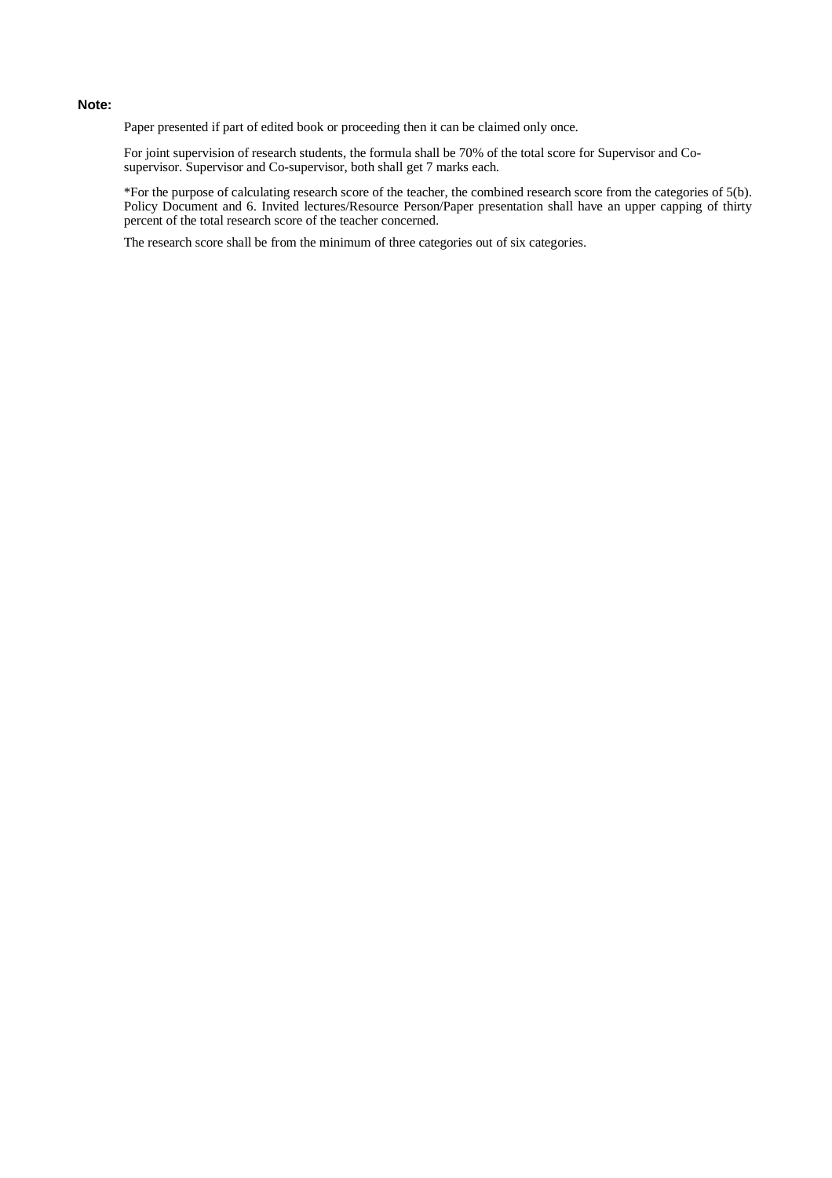**Note:**

Paper presented if part of edited book or proceeding then it can be claimed only once.

For joint supervision of research students, the formula shall be 70% of the total score for Supervisor and Co-supervisor. Supervisor and Co-supervisor, both shall get 7 marks each.

*For the purpose of calculating research score of the teacher, the combined research score from the categories of 5(b). Policy Document and 6. Invited lectures/Resource Person/Paper presentation shall have an upper capping of thirty percent of the total research score of the teacher concerned.

The research score shall be from the minimum of three categories out of six categories.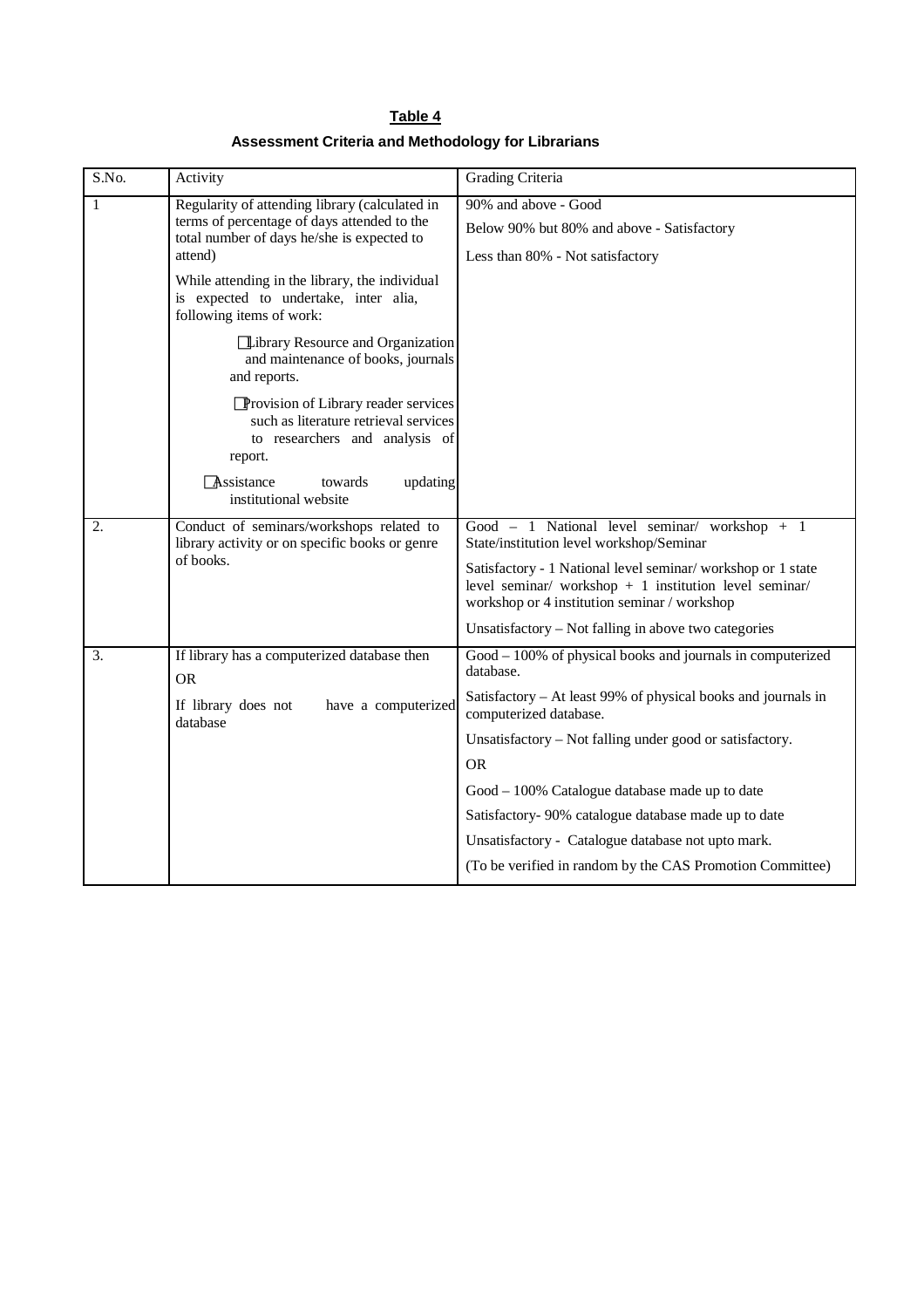**Table 4**

**Assessment Criteria and Methodology for Librarians**

| S.No. | Activity | Grading Criteria |
|---|---|---|
| 1 | Regularity of attending library (calculated in terms of percentage of days attended to the total number of days he/she is expected to attend)<br><br>While attending in the library, the individual is expected to undertake, inter alia, following items of work:<br><br>- Library Resource and Organization and maintenance of books, journals and reports.<br>- Provision of Library reader services such as literature retrieval services to researchers and analysis of report.<br>- Assistance towards updating institutional website | 90% and above - Good<br><br>Below 90% but 80% and above - Satisfactory<br><br>Less than 80% - Not satisfactory |
| 2. | Conduct of seminars/workshops related to library activity or on specific books or genre of books. | Good – 1 National level seminar/ workshop + 1 State/institution level workshop/Seminar<br><br>Satisfactory - 1 National level seminar/ workshop or 1 state level seminar/ workshop + 1 institution level seminar/ workshop or 4 institution seminar / workshop<br><br>Unsatisfactory – Not falling in above two categories |
| 3. | If library has a computerized database then<br><br>OR<br><br>If library does not have a computerized database | Good – 100% of physical books and journals in computerized database.<br><br>Satisfactory – At least 99% of physical books and journals in computerized database.<br><br>Unsatisfactory – Not falling under good or satisfactory.<br><br>OR<br><br>Good – 100% Catalogue database made up to date<br><br>Satisfactory- 90% catalogue database made up to date<br><br>Unsatisfactory - Catalogue database not upto mark.<br><br>(To be verified in random by the CAS Promotion Committee) |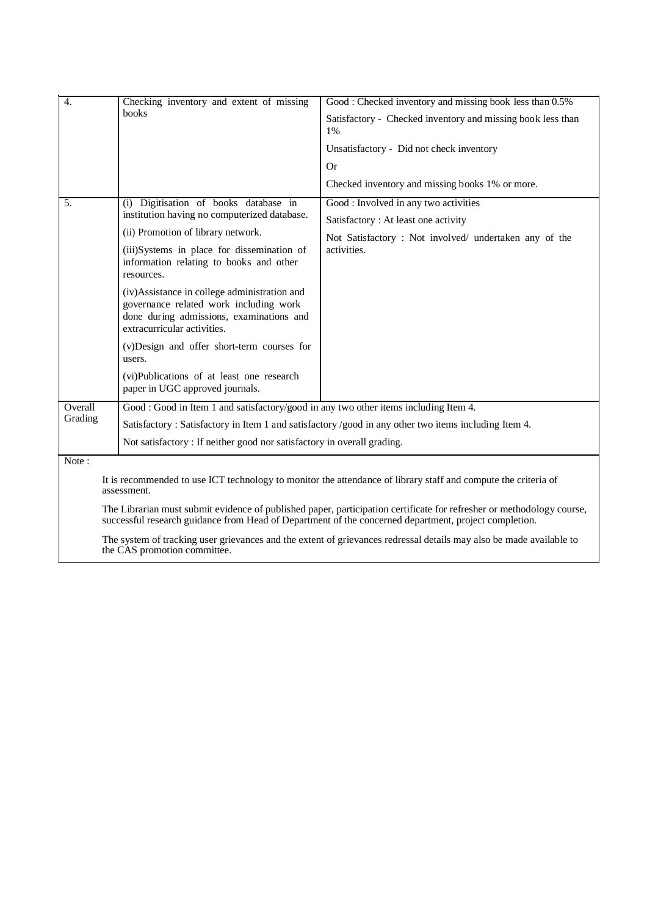| | | |
|---|---|---|
| 4. | Checking inventory and extent of missing books | Good : Checked inventory and missing book less than 0.5%<br><br>Satisfactory - Checked inventory and missing book less than 1%<br><br>Unsatisfactory - Did not check inventory<br><br>Or<br><br>Checked inventory and missing books 1% or more. |
| 5. | (i) Digitisation of books database in institution having no computerized database.<br><br>(ii) Promotion of library network.<br><br>(iii)Systems in place for dissemination of information relating to books and other resources.<br><br>(iv)Assistance in college administration and governance related work including work done during admissions, examinations and extracurricular activities.<br><br>(v)Design and offer short-term courses for users.<br><br>(vi)Publications of at least one research paper in UGC approved journals. | Good : Involved in any two activities<br><br>Satisfactory : At least one activity<br><br>Not Satisfactory : Not involved/ undertaken any of the activities. |
| Overall Grading | Good : Good in Item 1 and satisfactory/good in any two other items including Item 4.<br><br>Satisfactory : Satisfactory in Item 1 and satisfactory /good in any other two items including Item 4.<br><br>Not satisfactory : If neither good nor satisfactory in overall grading. | |

Note :

It is recommended to use ICT technology to monitor the attendance of library staff and compute the criteria of assessment.

The Librarian must submit evidence of published paper, participation certificate for refresher or methodology course, successful research guidance from Head of Department of the concerned department, project completion.

The system of tracking user grievances and the extent of grievances redressal details may also be made available to the CAS promotion committee.